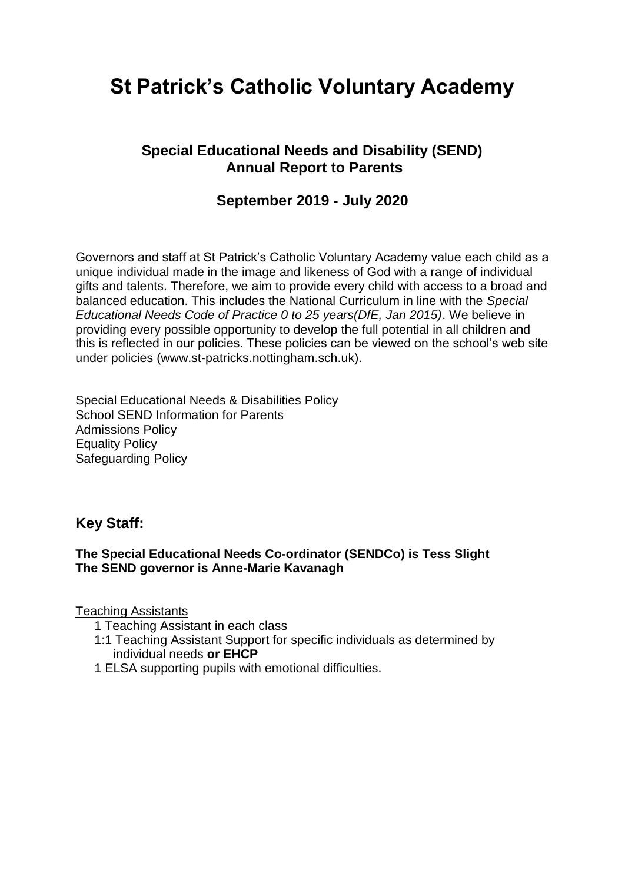# St Patrick's Catholic Voluntary Academy

## Special Educational Needs and Disability (SEND) Annual Report to Parents

## September 2019 - July 2020

Governors and staff at St Patrick's Catholic Voluntary Academy value each child as a unique individual made in the image and likeness of God with a range of individual gifts and talents. Therefore, we aim to provide every child with access to a broad and balanced education. This includes the National Curriculum in line with the *Special Educational Needs Code of Practice 0 to 25 years(DfE, Jan 2015)*. We believe in providing every possible opportunity to develop the full potential in all children and this is reflected in our policies. These policies can be viewed on the school's web site under policies (www.st-patricks.nottingham.sch.uk).

Special Educational Needs & Disabilities Policy
School SEND Information for Parents
Admissions Policy
Equality Policy
Safeguarding Policy

### Key Staff:

**The Special Educational Needs Co-ordinator (SENDCo) is Tess Slight**
**The SEND governor is Anne-Marie Kavanagh**

<u>Teaching Assistants</u>

- 1 Teaching Assistant in each class
- 1:1 Teaching Assistant Support for specific individuals as determined by individual needs **or EHCP**
- 1 ELSA supporting pupils with emotional difficulties.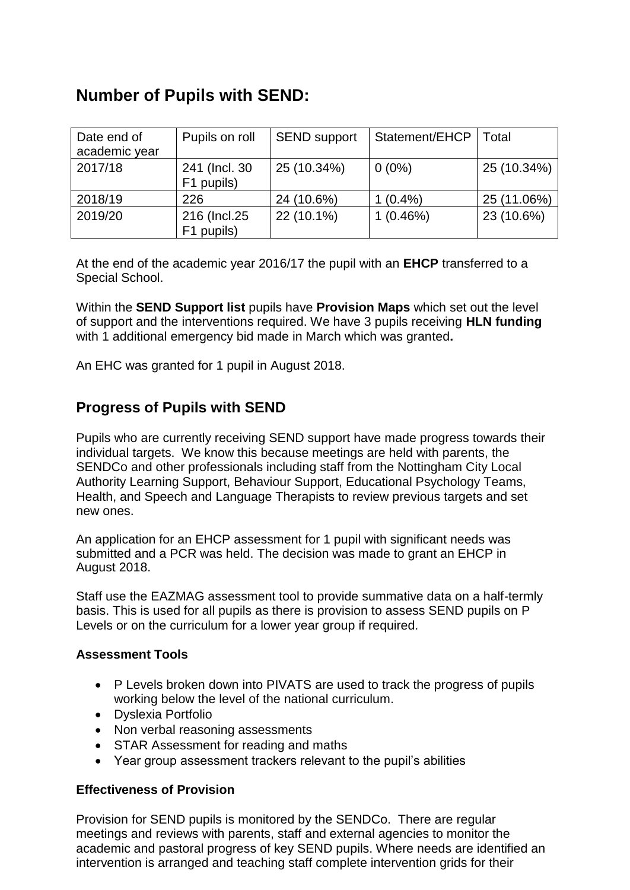## Number of Pupils with SEND:

| Date end of academic year | Pupils on roll | SEND support | Statement/EHCP | Total |
| --- | --- | --- | --- | --- |
| 2017/18 | 241 (Incl. 30 F1 pupils) | 25 (10.34%) | 0 (0%) | 25 (10.34%) |
| 2018/19 | 226 | 24 (10.6%) | 1 (0.4%) | 25 (11.06%) |
| 2019/20 | 216 (Incl.25 F1 pupils) | 22 (10.1%) | 1 (0.46%) | 23 (10.6%) |

At the end of the academic year 2016/17 the pupil with an **EHCP** transferred to a Special School.

Within the **SEND Support list** pupils have **Provision Maps** which set out the level of support and the interventions required. We have 3 pupils receiving **HLN funding** with 1 additional emergency bid made in March which was granted**.**

An EHC was granted for 1 pupil in August 2018.

## Progress of Pupils with SEND

Pupils who are currently receiving SEND support have made progress towards their individual targets. We know this because meetings are held with parents, the SENDCo and other professionals including staff from the Nottingham City Local Authority Learning Support, Behaviour Support, Educational Psychology Teams, Health, and Speech and Language Therapists to review previous targets and set new ones.

An application for an EHCP assessment for 1 pupil with significant needs was submitted and a PCR was held. The decision was made to grant an EHCP in August 2018.

Staff use the EAZMAG assessment tool to provide summative data on a half-termly basis. This is used for all pupils as there is provision to assess SEND pupils on P Levels or on the curriculum for a lower year group if required.

**Assessment Tools**

- P Levels broken down into PIVATS are used to track the progress of pupils working below the level of the national curriculum.
- Dyslexia Portfolio
- Non verbal reasoning assessments
- STAR Assessment for reading and maths
- Year group assessment trackers relevant to the pupil's abilities

**Effectiveness of Provision**

Provision for SEND pupils is monitored by the SENDCo. There are regular meetings and reviews with parents, staff and external agencies to monitor the academic and pastoral progress of key SEND pupils. Where needs are identified an intervention is arranged and teaching staff complete intervention grids for their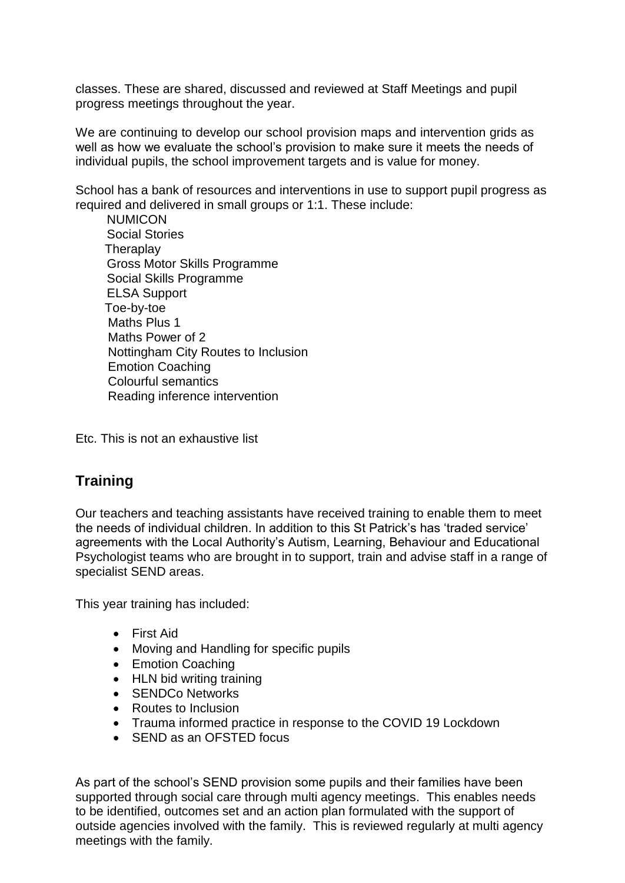classes. These are shared, discussed and reviewed at Staff Meetings and pupil progress meetings throughout the year.

We are continuing to develop our school provision maps and intervention grids as well as how we evaluate the school's provision to make sure it meets the needs of individual pupils, the school improvement targets and is value for money.

School has a bank of resources and interventions in use to support pupil progress as required and delivered in small groups or 1:1. These include:

NUMICON
Social Stories
Theraplay
Gross Motor Skills Programme
Social Skills Programme
ELSA Support
Toe-by-toe
Maths Plus 1
Maths Power of 2
Nottingham City Routes to Inclusion
Emotion Coaching
Colourful semantics
Reading inference intervention

Etc. This is not an exhaustive list

## Training

Our teachers and teaching assistants have received training to enable them to meet the needs of individual children. In addition to this St Patrick's has 'traded service' agreements with the Local Authority's Autism, Learning, Behaviour and Educational Psychologist teams who are brought in to support, train and advise staff in a range of specialist SEND areas.

This year training has included:

- First Aid
- Moving and Handling for specific pupils
- Emotion Coaching
- HLN bid writing training
- SENDCo Networks
- Routes to Inclusion
- Trauma informed practice in response to the COVID 19 Lockdown
- SEND as an OFSTED focus

As part of the school's SEND provision some pupils and their families have been supported through social care through multi agency meetings. This enables needs to be identified, outcomes set and an action plan formulated with the support of outside agencies involved with the family. This is reviewed regularly at multi agency meetings with the family.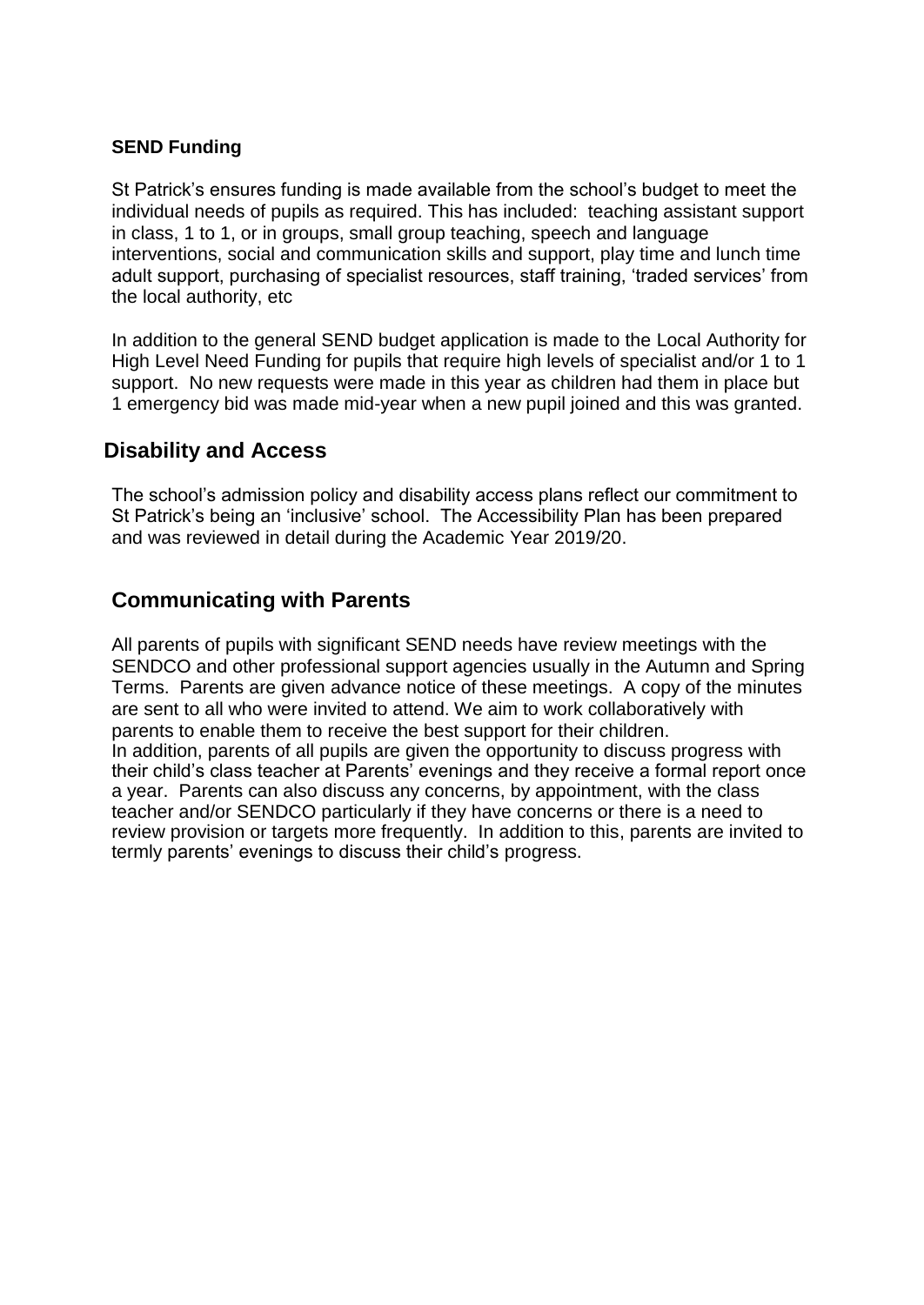**SEND Funding**

St Patrick's ensures funding is made available from the school's budget to meet the individual needs of pupils as required. This has included: teaching assistant support in class, 1 to 1, or in groups, small group teaching, speech and language interventions, social and communication skills and support, play time and lunch time adult support, purchasing of specialist resources, staff training, 'traded services' from the local authority, etc

In addition to the general SEND budget application is made to the Local Authority for High Level Need Funding for pupils that require high levels of specialist and/or 1 to 1 support. No new requests were made in this year as children had them in place but 1 emergency bid was made mid-year when a new pupil joined and this was granted.

## Disability and Access

The school's admission policy and disability access plans reflect our commitment to St Patrick's being an 'inclusive' school. The Accessibility Plan has been prepared and was reviewed in detail during the Academic Year 2019/20.

## Communicating with Parents

All parents of pupils with significant SEND needs have review meetings with the SENDCO and other professional support agencies usually in the Autumn and Spring Terms. Parents are given advance notice of these meetings. A copy of the minutes are sent to all who were invited to attend. We aim to work collaboratively with parents to enable them to receive the best support for their children.
In addition, parents of all pupils are given the opportunity to discuss progress with their child's class teacher at Parents' evenings and they receive a formal report once a year. Parents can also discuss any concerns, by appointment, with the class teacher and/or SENDCO particularly if they have concerns or there is a need to review provision or targets more frequently. In addition to this, parents are invited to termly parents' evenings to discuss their child's progress.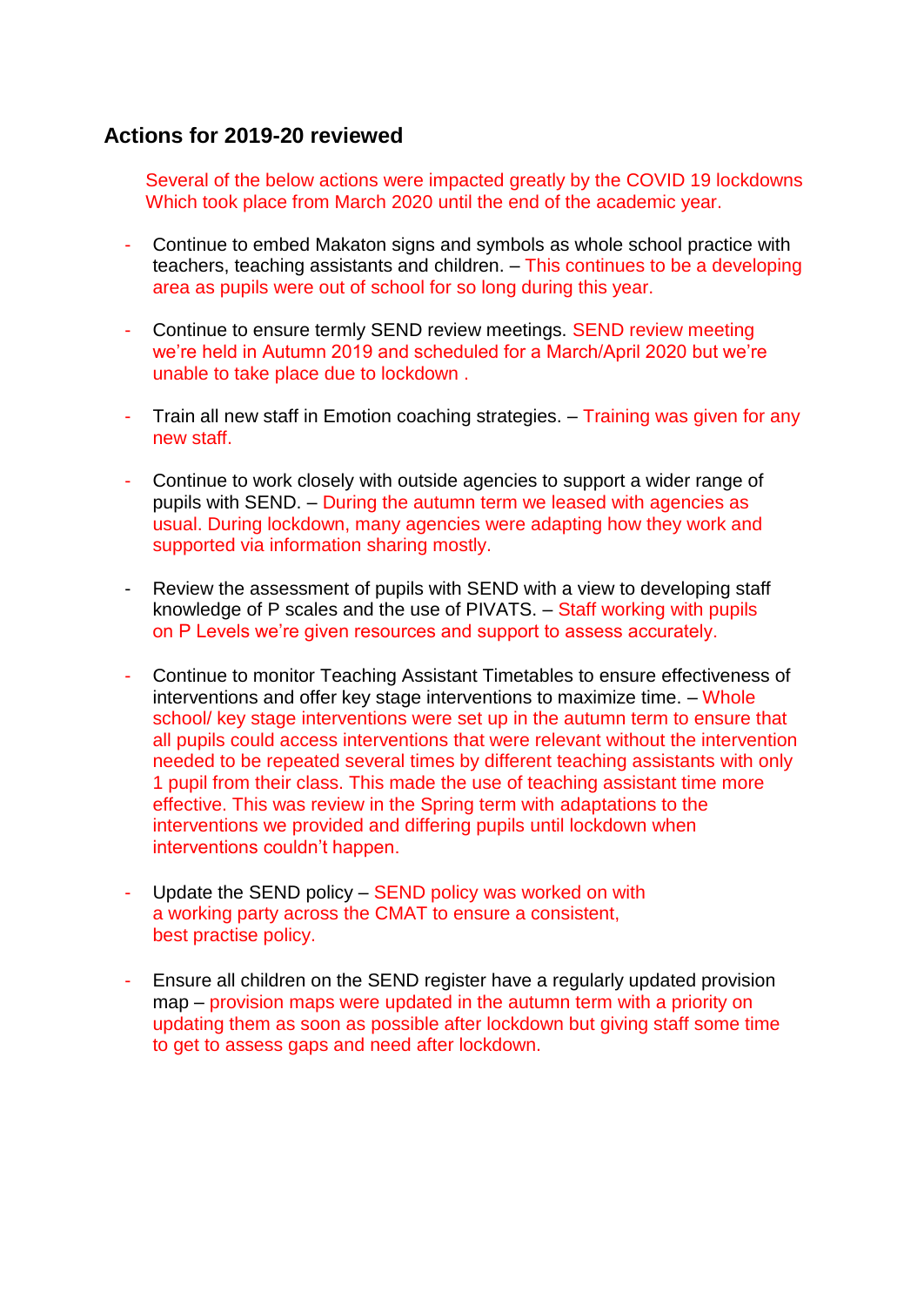## Actions for 2019-20 reviewed

Several of the below actions were impacted greatly by the COVID 19 lockdowns Which took place from March 2020 until the end of the academic year.

- Continue to embed Makaton signs and symbols as whole school practice with teachers, teaching assistants and children. – This continues to be a developing area as pupils were out of school for so long during this year.

- Continue to ensure termly SEND review meetings. SEND review meeting we're held in Autumn 2019 and scheduled for a March/April 2020 but we're unable to take place due to lockdown .

- Train all new staff in Emotion coaching strategies. – Training was given for any new staff.

- Continue to work closely with outside agencies to support a wider range of pupils with SEND. – During the autumn term we leased with agencies as usual. During lockdown, many agencies were adapting how they work and supported via information sharing mostly.

- Review the assessment of pupils with SEND with a view to developing staff knowledge of P scales and the use of PIVATS. – Staff working with pupils on P Levels we're given resources and support to assess accurately.

- Continue to monitor Teaching Assistant Timetables to ensure effectiveness of interventions and offer key stage interventions to maximize time. – Whole school/ key stage interventions were set up in the autumn term to ensure that all pupils could access interventions that were relevant without the intervention needed to be repeated several times by different teaching assistants with only 1 pupil from their class. This made the use of teaching assistant time more effective. This was review in the Spring term with adaptations to the interventions we provided and differing pupils until lockdown when interventions couldn't happen.

- Update the SEND policy – SEND policy was worked on with a working party across the CMAT to ensure a consistent, best practise policy.

- Ensure all children on the SEND register have a regularly updated provision map – provision maps were updated in the autumn term with a priority on updating them as soon as possible after lockdown but giving staff some time to get to assess gaps and need after lockdown.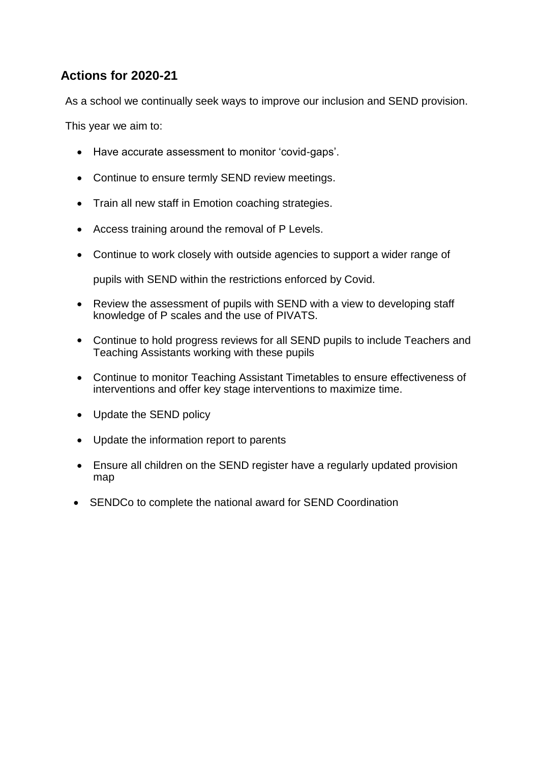## Actions for 2020-21

As a school we continually seek ways to improve our inclusion and SEND provision.

This year we aim to:

- Have accurate assessment to monitor 'covid-gaps'.
- Continue to ensure termly SEND review meetings.
- Train all new staff in Emotion coaching strategies.
- Access training around the removal of P Levels.
- Continue to work closely with outside agencies to support a wider range of pupils with SEND within the restrictions enforced by Covid.
- Review the assessment of pupils with SEND with a view to developing staff knowledge of P scales and the use of PIVATS.
- Continue to hold progress reviews for all SEND pupils to include Teachers and Teaching Assistants working with these pupils
- Continue to monitor Teaching Assistant Timetables to ensure effectiveness of interventions and offer key stage interventions to maximize time.
- Update the SEND policy
- Update the information report to parents
- Ensure all children on the SEND register have a regularly updated provision map
- SENDCo to complete the national award for SEND Coordination